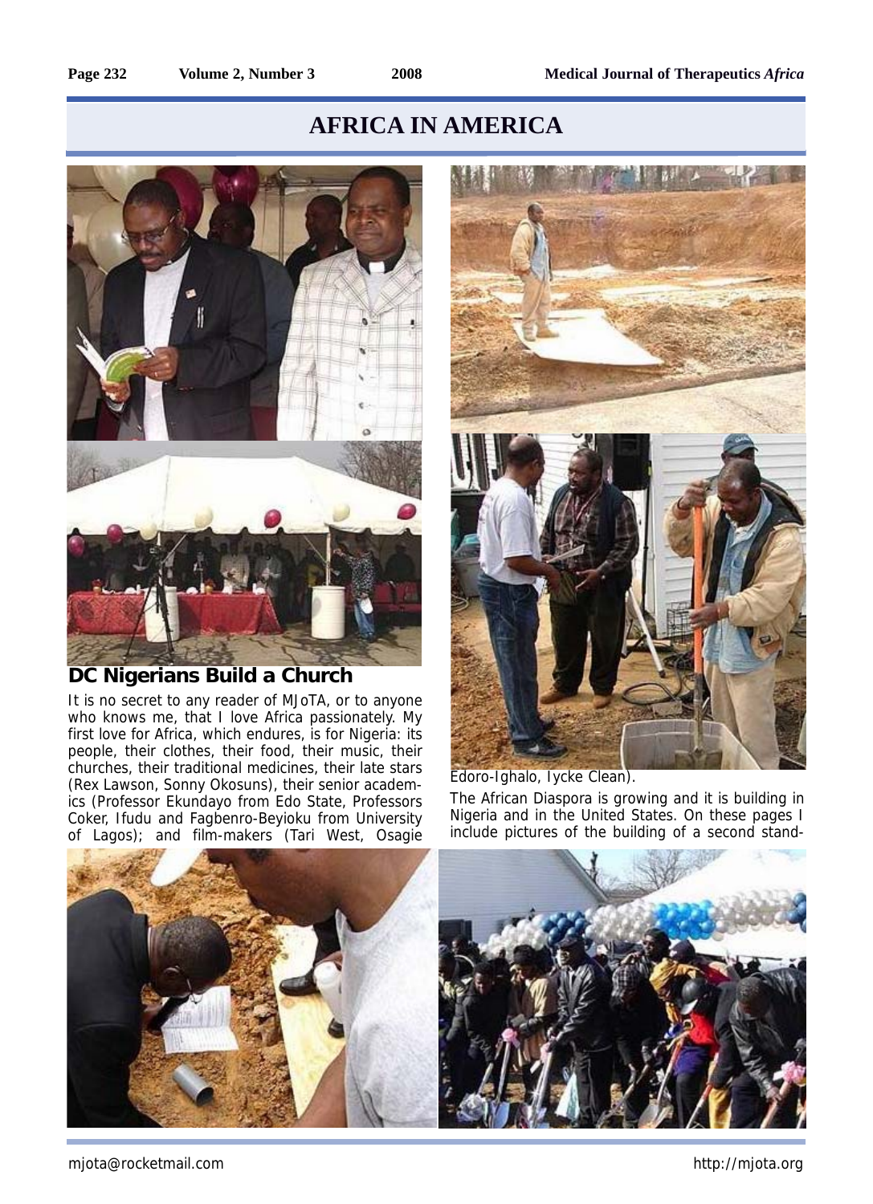# AFRICA IN AMERICA

## DC Nigerians Build a Church

It is no secret to any reader of MJoTA, or to anyone who knows me, that I love Africa passionately. My first love for Africa, which endures, is for Nigeria: its people, their clothes, their food, their music, their churches, their traditional medicines, their late stars (Rex Lawson, Sonny Okosuns), their senior academics (Professor Ekundayo from Edo State, Professors Coker, Ifudu and Fagbenro-Beyioku from University of Lagos); and film-makers (Tari West, Osagie Edoro-Ighalo, Iycke Clean).

The African Diaspora is growing and it is building in Nigeria and in the United States. On these pages I include pictures of the building of a second stand-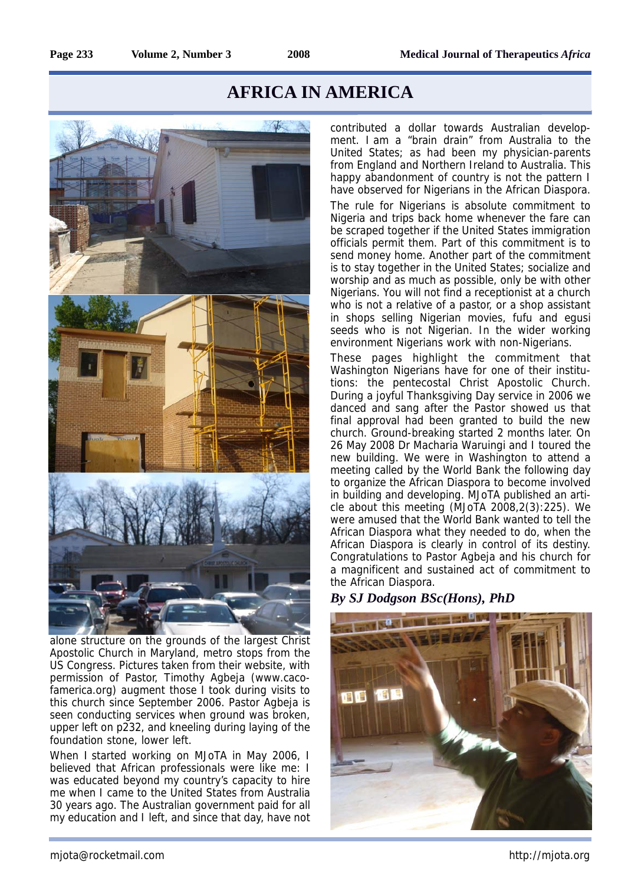# AFRICA IN AMERICA

alone structure on the grounds of the largest Christ Apostolic Church in Maryland, metro stops from the US Congress. Pictures taken from their website, with permission of Pastor, Timothy Agbeja (www.cacofamerica.org) augment those I took during visits to this church since September 2006. Pastor Agbeja is seen conducting services when ground was broken, upper left on p232, and kneeling during laying of the foundation stone, lower left.

When I started working on MJoTA in May 2006, I believed that African professionals were like me: I was educated beyond my country's capacity to hire me when I came to the United States from Australia 30 years ago. The Australian government paid for all my education and I left, and since that day, have not contributed a dollar towards Australian development. I am a "brain drain" from Australia to the United States; as had been my physician-parents from England and Northern Ireland to Australia. This happy abandonment of country is not the pattern I have observed for Nigerians in the African Diaspora.

The rule for Nigerians is absolute commitment to Nigeria and trips back home whenever the fare can be scraped together if the United States immigration officials permit them. Part of this commitment is to send money home. Another part of the commitment is to stay together in the United States; socialize and worship and as much as possible, only be with other Nigerians. You will not find a receptionist at a church who is not a relative of a pastor, or a shop assistant in shops selling Nigerian movies, fufu and egusi seeds who is not Nigerian. In the wider working environment Nigerians work with non-Nigerians.

These pages highlight the commitment that Washington Nigerians have for one of their institutions: the pentecostal Christ Apostolic Church. During a joyful Thanksgiving Day service in 2006 we danced and sang after the Pastor showed us that final approval had been granted to build the new church. Ground-breaking started 2 months later. On 26 May 2008 Dr Macharia Waruingi and I toured the new building. We were in Washington to attend a meeting called by the World Bank the following day to organize the African Diaspora to become involved in building and developing. MJoTA published an article about this meeting (MJoTA 2008,2(3):225). We were amused that the World Bank wanted to tell the African Diaspora what they needed to do, when the African Diaspora is clearly in control of its destiny. Congratulations to Pastor Agbeja and his church for a magnificent and sustained act of commitment to the African Diaspora.

***By SJ Dodgson BSc(Hons), PhD***